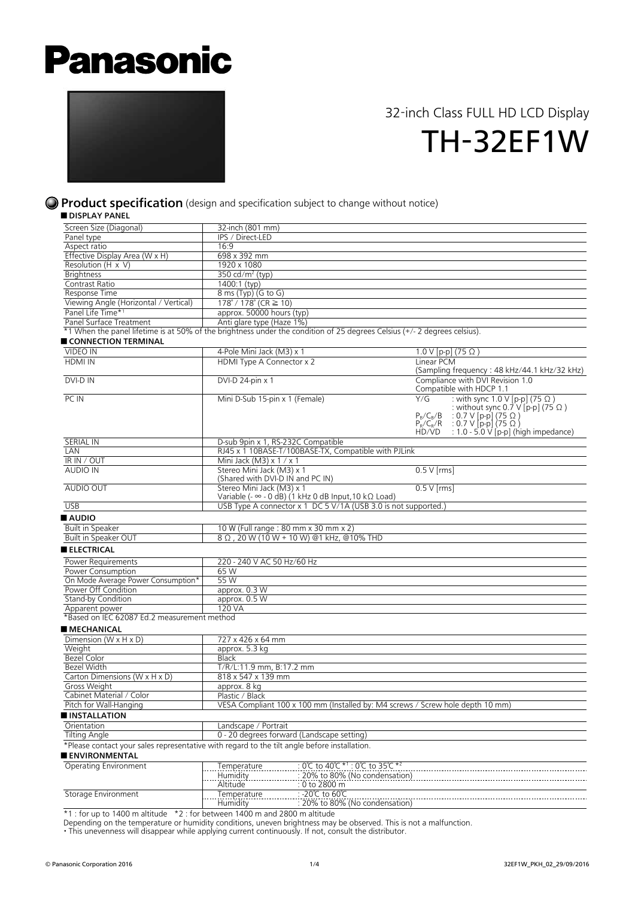# Panasonic

32-inch Class FULL HD LCD Display

# TH-32EF1W

## Product specification (design and specification subject to change without notice)

### DISPLAY PANEL

| | |
|---|---|
| Screen Size (Diagonal) | 32-inch (801 mm) |
| Panel type | IPS / Direct-LED |
| Aspect ratio | 16:9 |
| Effective Display Area (W x H) | 698 x 392 mm |
| Resolution (H x V) | 1920 x 1080 |
| Brightness | 350 cd/m² (typ) |
| Contrast Ratio | 1400:1 (typ) |
| Response Time | 8 ms (Typ) (G to G) |
| Viewing Angle (Horizontal / Vertical) | 178° / 178° (CR ≧ 10) |
| Panel Life Time*1 | approx. 50000 hours (typ) |
| Panel Surface Treatment | Anti glare type (Haze 1%) |

*1 When the panel lifetime is at 50% of the brightness under the condition of 25 degrees Celsius (+/- 2 degrees celsius).

### CONNECTION TERMINAL

| | | |
|---|---|---|
| VIDEO IN | 4-Pole Mini Jack (M3) x 1 | 1.0 V [p-p] (75 Ω) |
| HDMI IN | HDMI Type A Connector x 2 | Linear PCM (Sampling frequency : 48 kHz/44.1 kHz/32 kHz) |
| DVI-D IN | DVI-D 24-pin x 1 | Compliance with DVI Revision 1.0 Compatible with HDCP 1.1 |
| PC IN | Mini D-Sub 15-pin x 1 (Female) | Y/G : with sync 1.0 V [p-p] (75 Ω) : without sync 0.7 V [p-p] (75 Ω) $P_B/C_B/B$ : 0.7 V [p-p] (75 Ω) $P_R/C_R/R$ : 0.7 V [p-p] (75 Ω) HD/VD : 1.0 - 5.0 V [p-p] (high impedance) |
| SERIAL IN | D-sub 9pin x 1, RS-232C Compatible | |
| LAN | RJ45 x 1 10BASE-T/100BASE-TX, Compatible with PJLink | |
| IR IN / OUT | Mini Jack (M3) x 1 / x 1 | |
| AUDIO IN | Stereo Mini Jack (M3) x 1 (Shared with DVI-D IN and PC IN) | 0.5 V [rms] |
| AUDIO OUT | Stereo Mini Jack (M3) x 1 Variable (- ∞ - 0 dB) (1 kHz 0 dB Input,10 kΩ Load) | 0.5 V [rms] |
| USB | USB Type A connector x 1 DC 5 V/1A (USB 3.0 is not supported.) | |

### AUDIO

| | |
|---|---|
| Built in Speaker | 10 W (Full range : 80 mm x 30 mm x 2) |
| Built in Speaker OUT | 8 Ω , 20 W (10 W + 10 W) @1 kHz, @10% THD |

### ELECTRICAL

| | |
|---|---|
| Power Requirements | 220 - 240 V AC 50 Hz/60 Hz |
| Power Consumption | 65 W |
| On Mode Average Power Consumption* | 55 W |
| Power Off Condition | approx. 0.3 W |
| Stand-by Condition | approx. 0.5 W |
| Apparent power | 120 VA |

*Based on IEC 62087 Ed.2 measurement method

### MECHANICAL

| | |
|---|---|
| Dimension (W x H x D) | 727 x 426 x 64 mm |
| Weight | approx. 5.3 kg |
| Bezel Color | Black |
| Bezel Width | T/R/L:11.9 mm, B:17.2 mm |
| Carton Dimensions (W x H x D) | 818 x 547 x 139 mm |
| Gross Weight | approx. 8 kg |
| Cabinet Material / Color | Plastic / Black |
| Pitch for Wall-Hanging | VESA Compliant 100 x 100 mm (Installed by: M4 screws / Screw hole depth 10 mm) |

### INSTALLATION

| | |
|---|---|
| Orientation | Landscape / Portrait |
| Tilting Angle | 0 - 20 degrees forward (Landscape setting) |

*Please contact your sales representative with regard to the tilt angle before installation.

### ENVIRONMENTAL

| | | |
|---|---|---|
| Operating Environment | Temperature | : 0℃ to 40℃ *1 : 0℃ to 35℃ *2 |
| | Humidity | : 20% to 80% (No condensation) |
| | Altitude | : 0 to 2800 m |
| Storage Environment | Temperature | : -20℃ to 60℃ |
| | Humidity | : 20% to 80% (No condensation) |

*1 : for up to 1400 m altitude *2 : for between 1400 m and 2800 m altitude

Depending on the temperature or humidity conditions, uneven brightness may be observed. This is not a malfunction.

• This unevenness will disappear while applying current continuously. If not, consult the distributor.

© Panasonic Corporation 2016

32EF1W_PKH_02_29/09/2016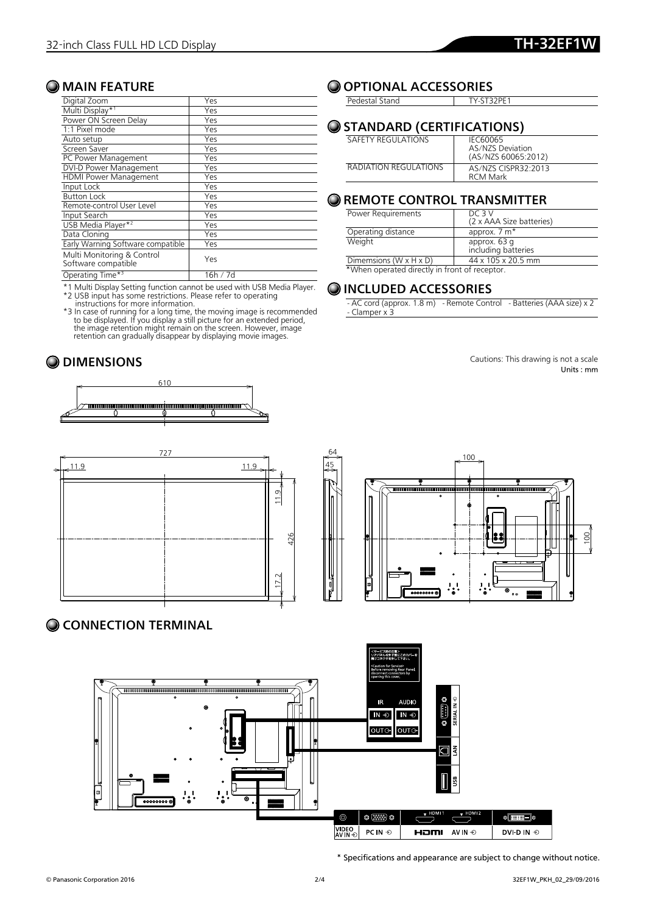# 32-inch Class FULL HD LCD Display **TH-32EF1W**

## MAIN FEATURE

| | |
|---|---|
| Digital Zoom | Yes |
| Multi Display*1 | Yes |
| Power ON Screen Delay | Yes |
| 1:1 Pixel mode | Yes |
| Auto setup | Yes |
| Screen Saver | Yes |
| PC Power Management | Yes |
| DVI-D Power Management | Yes |
| HDMI Power Management | Yes |
| Input Lock | Yes |
| Button Lock | Yes |
| Remote-control User Level | Yes |
| Input Search | Yes |
| USB Media Player*2 | Yes |
| Data Cloning | Yes |
| Early Warning Software compatible | Yes |
| Multi Monitoring & Control Software compatible | Yes |
| Operating Time*3 | 16h / 7d |

*1 Multi Display Setting function cannot be used with USB Media Player.
*2 USB input has some restrictions. Please refer to operating instructions for more information.
*3 In case of running for a long time, the moving image is recommended to be displayed. If you display a still picture for an extended period, the image retention might remain on the screen. However, image retention can gradually disappear by displaying movie images.

## OPTIONAL ACCESSORIES

| | |
|---|---|
| Pedestal Stand | TY-ST32PE1 |

## STANDARD (CERTIFICATIONS)

| | |
|---|---|
| SAFETY REGULATIONS | IEC60065<br>AS/NZS Deviation<br>(AS/NZS 60065:2012) |
| RADIATION REGULATIONS | AS/NZS CISPR32:2013<br>RCM Mark |

## REMOTE CONTROL TRANSMITTER

| | |
|---|---|
| Power Requirements | DC 3 V<br>(2 x AAA Size batteries) |
| Operating distance | approx. 7 m* |
| Weight | approx. 63 g<br>including batteries |
| Dimemsions (W x H x D) | 44 x 105 x 20.5 mm |

*When operated directly in front of receptor.

## INCLUDED ACCESSORIES

- AC cord (approx. 1.8 m) - Remote Control - Batteries (AAA size) x 2
- Clamper x 3

## DIMENSIONS

Cautions: This drawing is not a scale
Units : mm

## CONNECTION TERMINAL

\* Specifications and appearance are subject to change without notice.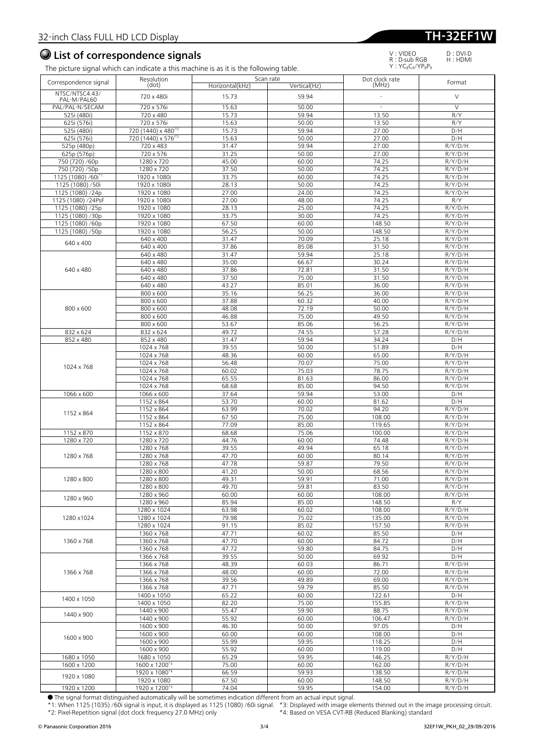# List of correspondence signals

V : VIDEO  D : DVI-D
R : D-sub RGB  H : HDMI
Y : $YC_BC_R/YP_BP_R$

The picture signal which can indicate a this machine is as it is the following table.

| Correspondence signal | Resolution (dot) | Scan rate | | Dot clock rate (MHz) | Format |
|---|---|---|---|---|---|
| | | Horizontal(kHz) | Vertical(Hz) | | |
| NTSC/NTSC4.43/ PAL-M/PAL60 | 720 x 480i | 15.73 | 59.94 | - | V |
| PAL/PAL-N/SECAM | 720 x 576i | 15.63 | 50.00 | - | V |
| 525i (480i) | 720 x 480 | 15.73 | 59.94 | 13.50 | R/Y |
| 625i (576i) | 720 x 576i | 15.63 | 50.00 | 13.50 | R/Y |
| 525i (480i) | 720 (1440) x 480*2 | 15.73 | 59.94 | 27.00 | D/H |
| 625i (576i) | 720 (1440) x 576*2 | 15.63 | 50.00 | 27.00 | D/H |
| 525p (480p) | 720 x 483 | 31.47 | 59.94 | 27.00 | R/Y/D/H |
| 625p (576p) | 720 x 576 | 31.25 | 50.00 | 27.00 | R/Y/D/H |
| 750 (720) /60p | 1280 x 720 | 45.00 | 60.00 | 74.25 | R/Y/D/H |
| 750 (720) /50p | 1280 x 720 | 37.50 | 50.00 | 74.25 | R/Y/D/H |
| 1125 (1080) /60i*1 | 1920 x 1080i | 33.75 | 60.00 | 74.25 | R/Y/D/H |
| 1125 (1080) /50i | 1920 x 1080i | 28.13 | 50.00 | 74.25 | R/Y/D/H |
| 1125 (1080) /24p | 1920 x 1080 | 27.00 | 24.00 | 74.25 | R/Y/D/H |
| 1125 (1080) /24PsF | 1920 x 1080i | 27.00 | 48.00 | 74.25 | R/Y |
| 1125 (1080) /25p | 1920 x 1080 | 28.13 | 25.00 | 74.25 | R/Y/D/H |
| 1125 (1080) /30p | 1920 x 1080 | 33.75 | 30.00 | 74.25 | R/Y/D/H |
| 1125 (1080) /60p | 1920 x 1080 | 67.50 | 60.00 | 148.50 | R/Y/D/H |
| 1125 (1080) /50p | 1920 x 1080 | 56.25 | 50.00 | 148.50 | R/Y/D/H |
| 640 x 400 | 640 x 400 | 31.47 | 70.09 | 25.18 | R/Y/D/H |
| | 640 x 400 | 37.86 | 85.08 | 31.50 | R/Y/D/H |
| 640 x 480 | 640 x 480 | 31.47 | 59.94 | 25.18 | R/Y/D/H |
| | 640 x 480 | 35.00 | 66.67 | 30.24 | R/Y/D/H |
| | 640 x 480 | 37.86 | 72.81 | 31.50 | R/Y/D/H |
| | 640 x 480 | 37.50 | 75.00 | 31.50 | R/Y/D/H |
| | 640 x 480 | 43.27 | 85.01 | 36.00 | R/Y/D/H |
| 800 x 600 | 800 x 600 | 35.16 | 56.25 | 36.00 | R/Y/D/H |
| | 800 x 600 | 37.88 | 60.32 | 40.00 | R/Y/D/H |
| | 800 x 600 | 48.08 | 72.19 | 50.00 | R/Y/D/H |
| | 800 x 600 | 46.88 | 75.00 | 49.50 | R/Y/D/H |
| | 800 x 600 | 53.67 | 85.06 | 56.25 | R/Y/D/H |
| 832 x 624 | 832 x 624 | 49.72 | 74.55 | 57.28 | R/Y/D/H |
| 852 x 480 | 852 x 480 | 31.47 | 59.94 | 34.24 | D/H |
| 1024 x 768 | 1024 x 768 | 39.55 | 50.00 | 51.89 | D/H |
| | 1024 x 768 | 48.36 | 60.00 | 65.00 | R/Y/D/H |
| | 1024 x 768 | 56.48 | 70.07 | 75.00 | R/Y/D/H |
| | 1024 x 768 | 60.02 | 75.03 | 78.75 | R/Y/D/H |
| | 1024 x 768 | 65.55 | 81.63 | 86.00 | R/Y/D/H |
| | 1024 x 768 | 68.68 | 85.00 | 94.50 | R/Y/D/H |
| 1066 x 600 | 1066 x 600 | 37.64 | 59.94 | 53.00 | D/H |
| 1152 x 864 | 1152 x 864 | 53.70 | 60.00 | 81.62 | D/H |
| | 1152 x 864 | 63.99 | 70.02 | 94.20 | R/Y/D/H |
| | 1152 x 864 | 67.50 | 75.00 | 108.00 | R/Y/D/H |
| | 1152 x 864 | 77.09 | 85.00 | 119.65 | R/Y/D/H |
| 1152 x 870 | 1152 x 870 | 68.68 | 75.06 | 100.00 | R/Y/D/H |
| 1280 x 720 | 1280 x 720 | 44.76 | 60.00 | 74.48 | R/Y/D/H |
| 1280 x 768 | 1280 x 768 | 39.55 | 49.94 | 65.18 | R/Y/D/H |
| | 1280 x 768 | 47.70 | 60.00 | 80.14 | R/Y/D/H |
| | 1280 x 768 | 47.78 | 59.87 | 79.50 | R/Y/D/H |
| 1280 x 800 | 1280 x 800 | 41.20 | 50.00 | 68.56 | R/Y/D/H |
| | 1280 x 800 | 49.31 | 59.91 | 71.00 | R/Y/D/H |
| | 1280 x 800 | 49.70 | 59.81 | 83.50 | R/Y/D/H |
| 1280 x 960 | 1280 x 960 | 60.00 | 60.00 | 108.00 | R/Y/D/H |
| | 1280 x 960 | 85.94 | 85.00 | 148.50 | R/Y |
| 1280 x1024 | 1280 x 1024 | 63.98 | 60.02 | 108.00 | R/Y/D/H |
| | 1280 x 1024 | 79.98 | 75.02 | 135.00 | R/Y/D/H |
| | 1280 x 1024 | 91.15 | 85.02 | 157.50 | R/Y/D/H |
| 1360 x 768 | 1360 x 768 | 47.71 | 60.02 | 85.50 | D/H |
| | 1360 x 768 | 47.70 | 60.00 | 84.72 | D/H |
| | 1360 x 768 | 47.72 | 59.80 | 84.75 | D/H |
| 1366 x 768 | 1366 x 768 | 39.55 | 50.00 | 69.92 | D/H |
| | 1366 x 768 | 48.39 | 60.03 | 86.71 | R/Y/D/H |
| | 1366 x 768 | 48.00 | 60.00 | 72.00 | R/Y/D/H |
| | 1366 x 768 | 39.56 | 49.89 | 69.00 | R/Y/D/H |
| | 1366 x 768 | 47.71 | 59.79 | 85.50 | R/Y/D/H |
| 1400 x 1050 | 1400 x 1050 | 65.22 | 60.00 | 122.61 | D/H |
| | 1400 x 1050 | 82.20 | 75.00 | 155.85 | R/Y/D/H |
| 1440 x 900 | 1440 x 900 | 55.47 | 59.90 | 88.75 | R/Y/D/H |
| | 1440 x 900 | 55.92 | 60.00 | 106.47 | R/Y/D/H |
| 1600 x 900 | 1600 x 900 | 46.30 | 50.00 | 97.05 | D/H |
| | 1600 x 900 | 60.00 | 60.00 | 108.00 | D/H |
| | 1600 x 900 | 55.99 | 59.95 | 118.25 | D/H |
| | 1600 x 900 | 55.92 | 60.00 | 119.00 | D/H |
| 1680 x 1050 | 1680 x 1050 | 65.29 | 59.95 | 146.25 | R/Y/D/H |
| 1600 x 1200 | 1600 x 1200*3 | 75.00 | 60.00 | 162.00 | R/Y/D/H |
| 1920 x 1080 | 1920 x 1080*4 | 66.59 | 59.93 | 138.50 | R/Y/D/H |
| | 1920 x 1080 | 67.50 | 60.00 | 148.50 | R/Y/D/H |
| 1920 x 1200 | 1920 x 1200*3 | 74.04 | 59.95 | 154.00 | R/Y/D/H |

● The signal format distinguished automatically will be sometimes indication different from an actual input signal.

*1: When 1125 (1035) /60i signal is input, it is displayed as 1125 (1080) /60i signal.
*2: Pixel-Repetition signal (dot clock frequency 27.0 MHz) only
*3: Displayed with image elements thinned out in the image processing circuit.
*4: Based on VESA CVT-RB (Reduced Blanking) standard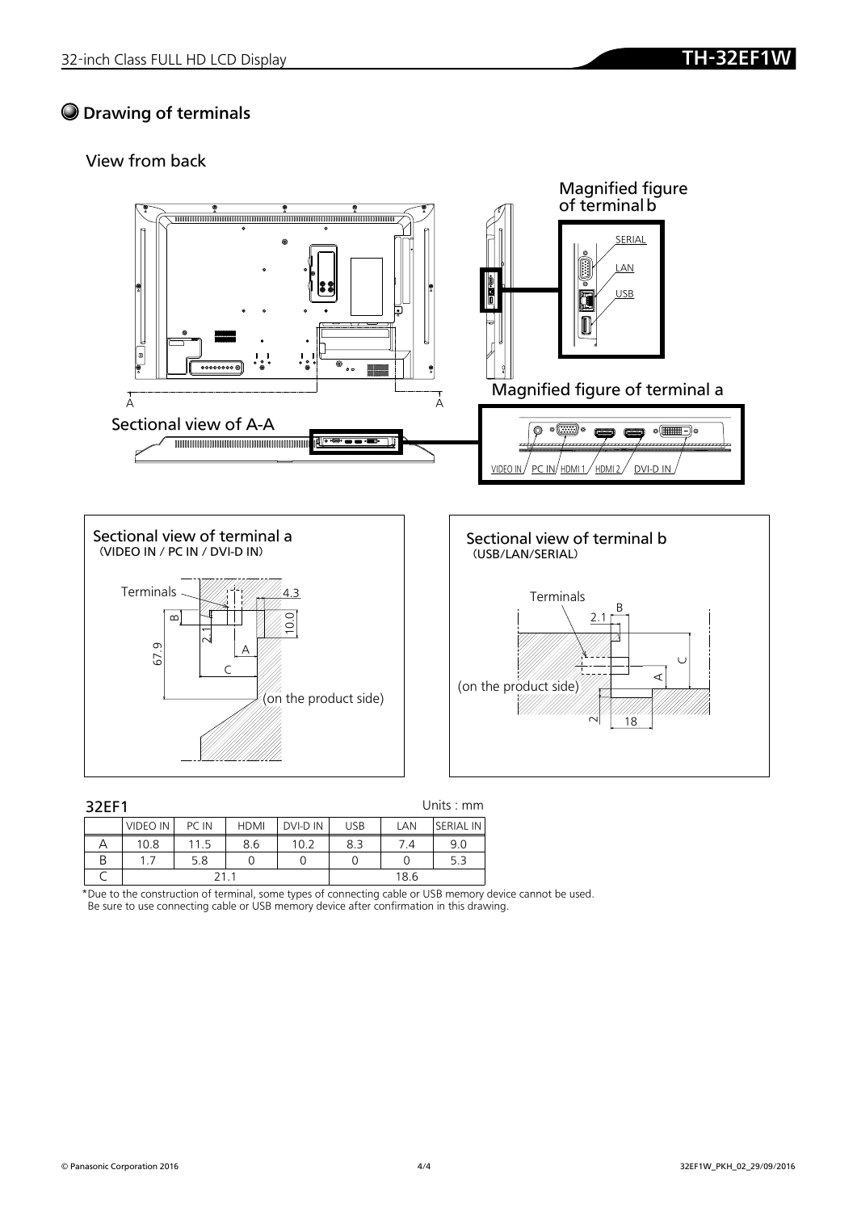## Drawing of terminals

### View from back

Magnified figure of terminal b

SERIAL

LAN

USB

A A

Magnified figure of terminal a

Sectional view of A-A

VIDEO IN PC IN HDMI 1 HDMI 2 DVI-D IN

Sectional view of terminal a
(VIDEO IN / PC IN / DVI-D IN)

Terminals
4.3
B
10.0
2.1
67.9
A
C
(on the product side)

Sectional view of terminal b
(USB/LAN/SERIAL)

Terminals
B
2.1
C
A
(on the product side)
2
18

**32EF1**

Units : mm

| | VIDEO IN | PC IN | HDMI | DVI-D IN | USB | LAN | SERIAL IN |
|---|---|---|---|---|---|---|---|
| A | 10.8 | 11.5 | 8.6 | 10.2 | 8.3 | 7.4 | 9.0 |
| B | 1.7 | 5.8 | 0 | 0 | 0 | 0 | 5.3 |
| C | 21.1 | | | | 18.6 | | |

*Due to the construction of terminal, some types of connecting cable or USB memory device cannot be used.
Be sure to use connecting cable or USB memory device after confirmation in this drawing.